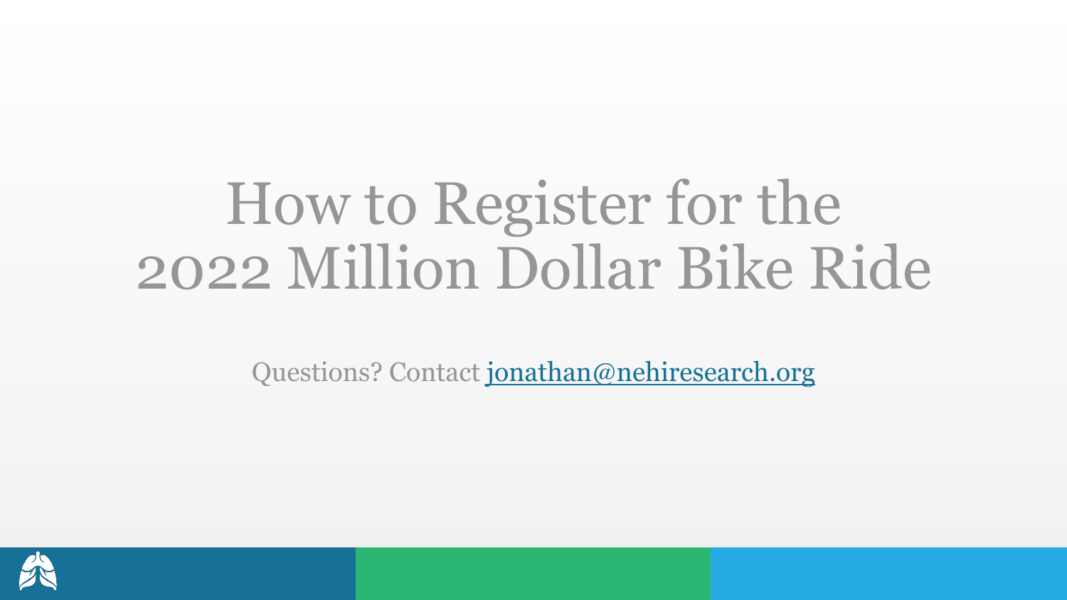# How to Register for the 2022 Million Dollar Bike Ride

Questions? Contact jonathan@nehiresearch.org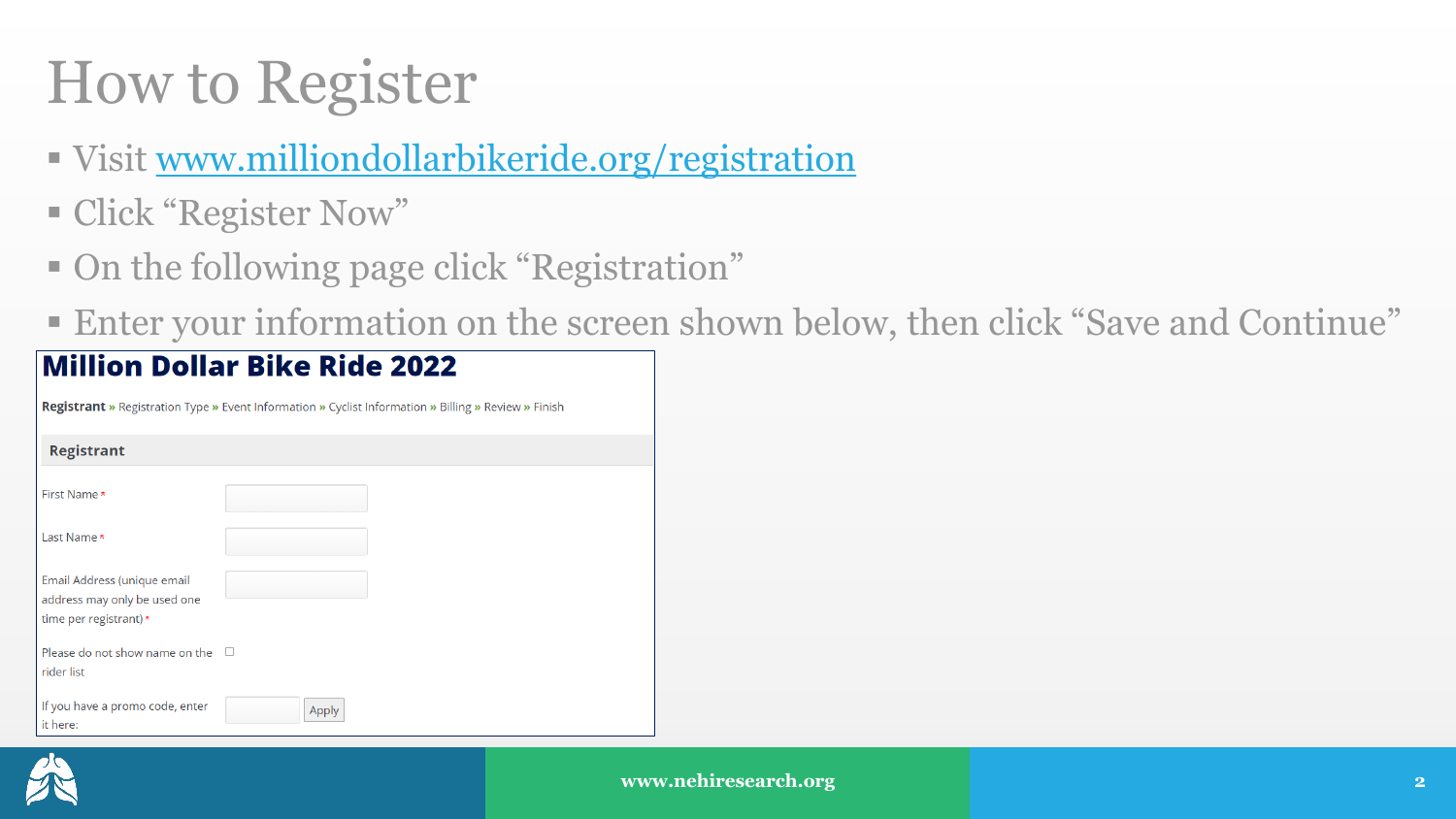# How to Register

- Visit [www.milliondollarbikeride.org/registration](http://www.milliondollarbikeride.org/registration)
- Click "Register Now"
- On the following page click "Registration"
- Enter your information on the screen shown below, then click "Save and Continue"

## Million Dollar Bike Ride 2022

**Registrant** » Registration Type » Event Information » Cyclist Information » Billing » Review » Finish

**Registrant**

First Name *

Last Name *

Email Address (unique email address may only be used one time per registrant) *

Please do not show name on the rider list

If you have a promo code, enter it here: Apply

www.nehiresearch.org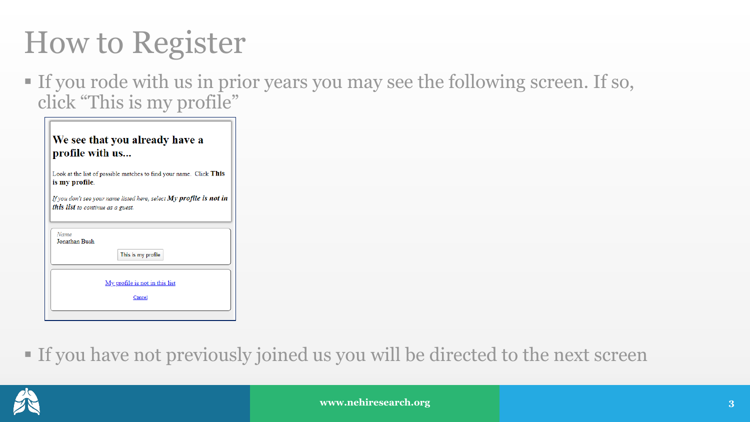# How to Register

- If you rode with us in prior years you may see the following screen. If so, click "This is my profile"

**We see that you already have a profile with us...**

Look at the list of possible matches to find your name. Click **This is my profile**.

*If you don't see your name listed here, select **My profile is not in this list** to continue as a guest.*

*Name*
Jonathan Bush

This is my profile

My profile is not in this list

Cancel

- If you have not previously joined us you will be directed to the next screen

www.nehiresearch.org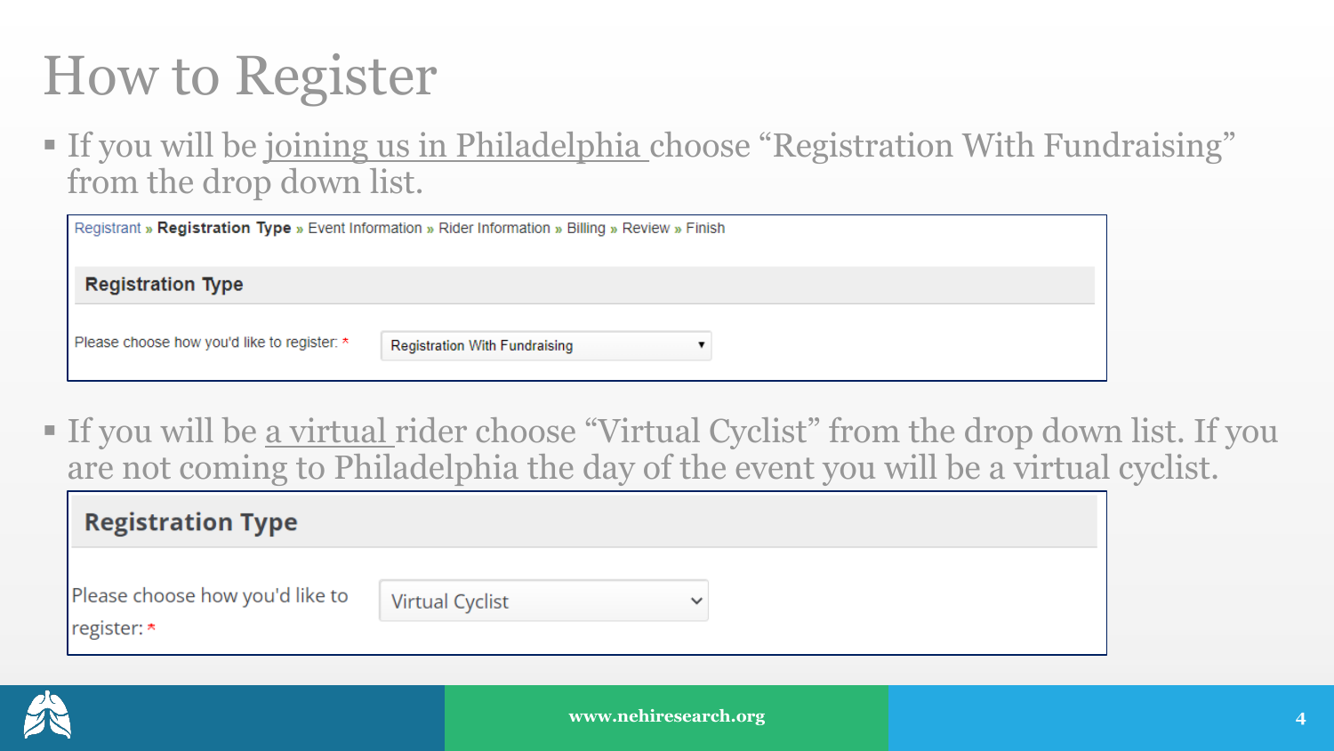# How to Register

- If you will be joining us in Philadelphia choose "Registration With Fundraising" from the drop down list.

Registrant » **Registration Type** » Event Information » Rider Information » Billing » Review » Finish

**Registration Type**

Please choose how you'd like to register: * Registration With Fundraising

- If you will be a virtual rider choose "Virtual Cyclist" from the drop down list. If you are not coming to Philadelphia the day of the event you will be a virtual cyclist.

**Registration Type**

Please choose how you'd like to register: * Virtual Cyclist

www.nehiresearch.org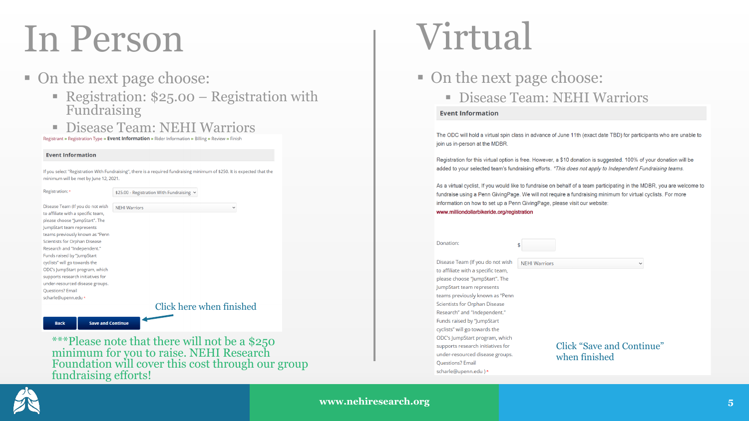# In Person

- On the next page choose:
  - Registration: $25.00 – Registration with Fundraising
  - Disease Team: NEHI Warriors

Registrant » Registration Type » **Event Information** » Rider Information » Billing » Review » Finish

**Event Information**

If you select "Registration With Fundraising", there is a required fundraising minimum of $250. It is expected that the minimum will be met by June 12, 2021.

Registration: * — $25.00 - Registration With Fundraising

Disease Team (If you do not wish to affiliate with a specific team, please choose "JumpStart". The JumpStart team represents teams previously known as "Penn Scientists for Orphan Disease Research and "Independent." Funds raised by "JumpStart cyclists" will go towards the ODC's JumpStart program, which supports research initiatives for under-resourced disease groups. Questions? Email scharle@upenn.edu * — NEHI Warriors

Back | Save and Continue

Click here when finished

***Please note that there will not be a $250 minimum for you to raise. NEHI Research Foundation will cover this cost through our group fundraising efforts!

# Virtual

- On the next page choose:
  - Disease Team: NEHI Warriors

**Event Information**

The ODC will hold a virtual spin class in advance of June 11th (exact date TBD) for participants who are unable to join us in-person at the MDBR.

Registration for this virtual option is free. However, a $10 donation is suggested. 100% of your donation will be added to your selected team's fundraising efforts. *This does not apply to Independent Fundraising teams.*

As a virtual cyclist, If you would like to fundraise on behalf of a team participating in the MDBR, you are welcome to fundraise using a Penn GivingPage. We will not require a fundraising minimum for virtual cyclists. For more information on how to set up a Penn GivingPage, please visit our website: www.milliondollarbikeride.org/registration

Donation: $

Disease Team (If you do not wish to affiliate with a specific team, please choose "JumpStart". The JumpStart team represents teams previously known as "Penn Scientists for Orphan Disease Research" and "Independent." Funds raised by "JumpStart cyclists" will go towards the ODC's JumpStart program, which supports research initiatives for under-resourced disease groups. Questions? Email scharle@upenn.edu ) * — NEHI Warriors

Click "Save and Continue" when finished

www.nehiresearch.org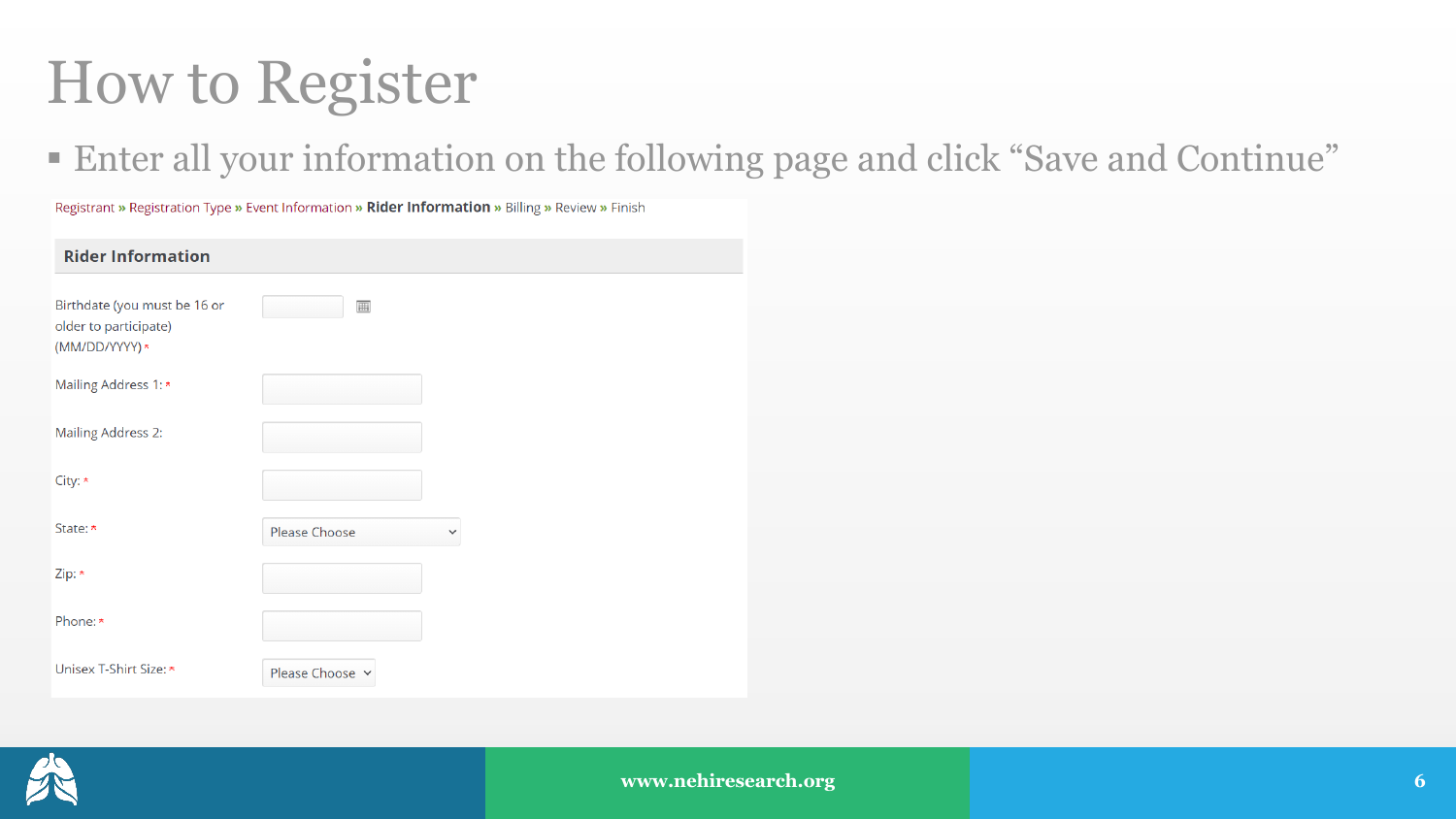# How to Register

- Enter all your information on the following page and click "Save and Continue"

Registrant » Registration Type » Event Information » **Rider Information** » Billing » Review » Finish

**Rider Information**

Birthdate (you must be 16 or older to participate) (MM/DD/YYYY) *

Mailing Address 1: *

Mailing Address 2:

City: *

State: * Please Choose

Zip: *

Phone: *

Unisex T-Shirt Size: * Please Choose

www.nehiresearch.org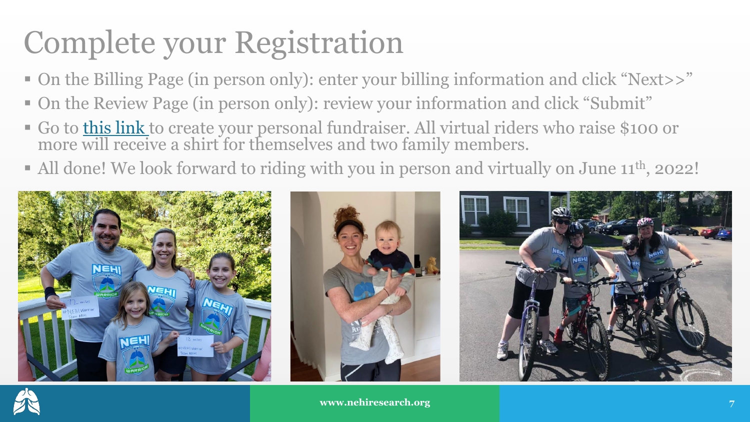# Complete your Registration

- On the Billing Page (in person only): enter your billing information and click "Next>>"
- On the Review Page (in person only): review your information and click "Submit"
- Go to this link to create your personal fundraiser. All virtual riders who raise $100 or more will receive a shirt for themselves and two family members.
- All done! We look forward to riding with you in person and virtually on June 11th, 2022!

www.nehiresearch.org